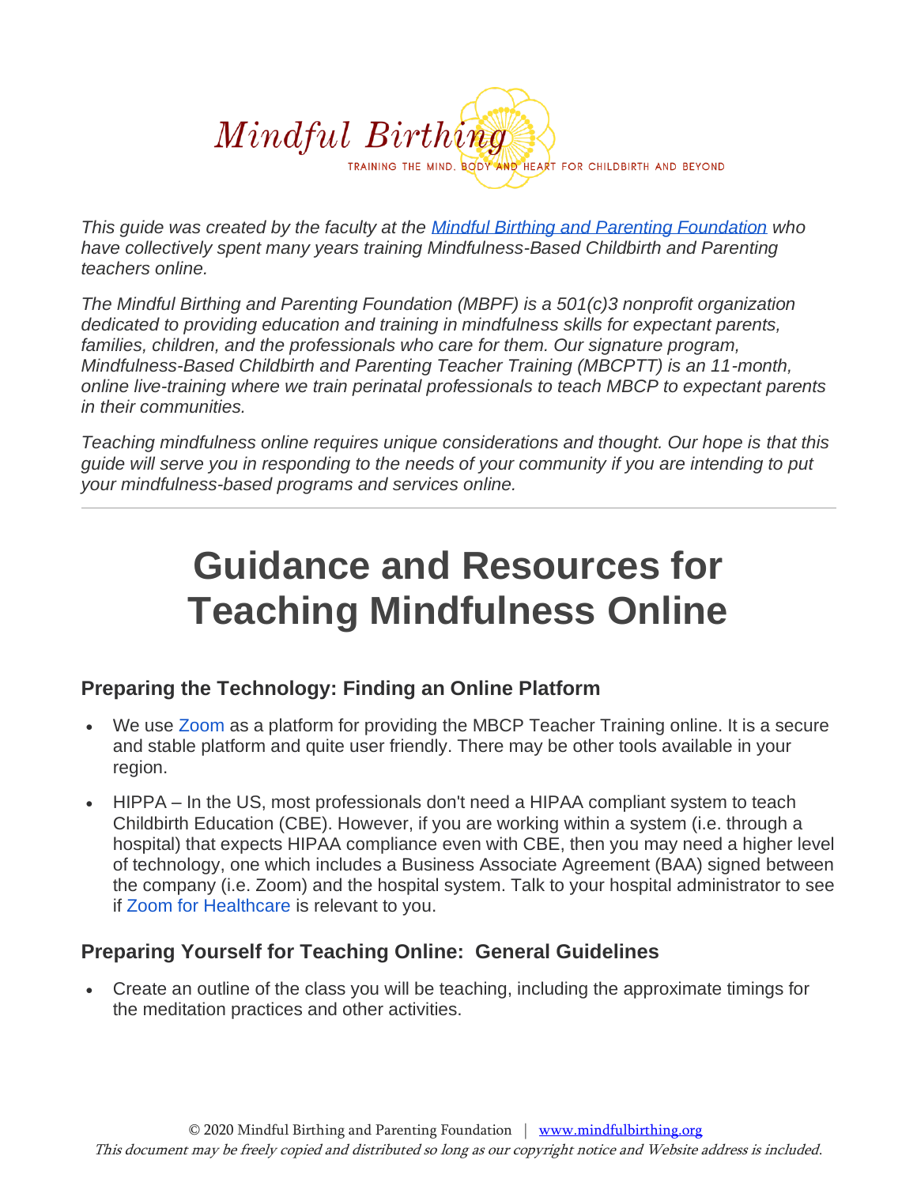Mindful Birthing

TRAINING THE MIND, BODY AND HEART FOR CHILDBIRTH AND BEYOND

*This guide was created by the faculty at the Mindful Birthing and Parenting Foundation who have collectively spent many years training Mindfulness-Based Childbirth and Parenting teachers online.*

*The Mindful Birthing and Parenting Foundation (MBPF) is a 501(c)3 nonprofit organization dedicated to providing education and training in mindfulness skills for expectant parents, families, children, and the professionals who care for them. Our signature program, Mindfulness-Based Childbirth and Parenting Teacher Training (MBCPTT) is an 11-month, online live-training where we train perinatal professionals to teach MBCP to expectant parents in their communities.*

*Teaching mindfulness online requires unique considerations and thought. Our hope is that this guide will serve you in responding to the needs of your community if you are intending to put your mindfulness-based programs and services online.*

---

# Guidance and Resources for Teaching Mindfulness Online

## Preparing the Technology: Finding an Online Platform

- We use Zoom as a platform for providing the MBCP Teacher Training online. It is a secure and stable platform and quite user friendly. There may be other tools available in your region.
- HIPPA – In the US, most professionals don't need a HIPAA compliant system to teach Childbirth Education (CBE). However, if you are working within a system (i.e. through a hospital) that expects HIPAA compliance even with CBE, then you may need a higher level of technology, one which includes a Business Associate Agreement (BAA) signed between the company (i.e. Zoom) and the hospital system. Talk to your hospital administrator to see if Zoom for Healthcare is relevant to you.

## Preparing Yourself for Teaching Online: General Guidelines

- Create an outline of the class you will be teaching, including the approximate timings for the meditation practices and other activities.

© 2020 Mindful Birthing and Parenting Foundation | www.mindfulbirthing.org

*This document may be freely copied and distributed so long as our copyright notice and Website address is included.*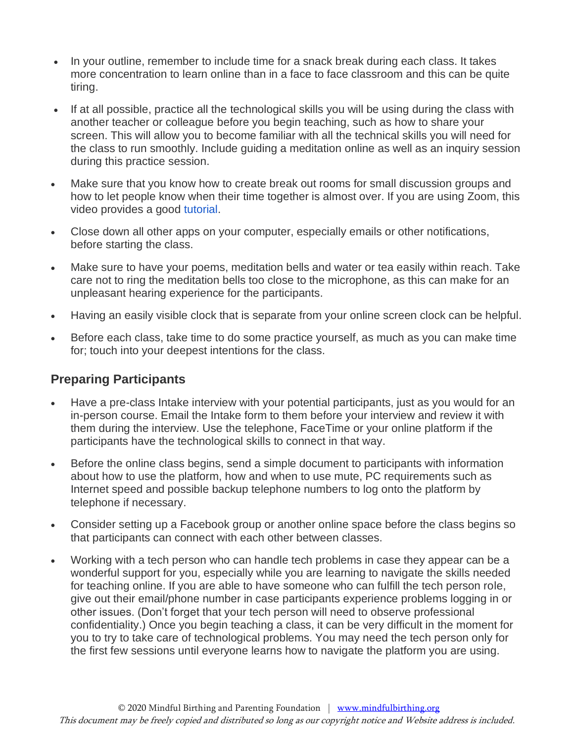- In your outline, remember to include time for a snack break during each class. It takes more concentration to learn online than in a face to face classroom and this can be quite tiring.
- If at all possible, practice all the technological skills you will be using during the class with another teacher or colleague before you begin teaching, such as how to share your screen. This will allow you to become familiar with all the technical skills you will need for the class to run smoothly. Include guiding a meditation online as well as an inquiry session during this practice session.
- Make sure that you know how to create break out rooms for small discussion groups and how to let people know when their time together is almost over. If you are using Zoom, this video provides a good tutorial.
- Close down all other apps on your computer, especially emails or other notifications, before starting the class.
- Make sure to have your poems, meditation bells and water or tea easily within reach. Take care not to ring the meditation bells too close to the microphone, as this can make for an unpleasant hearing experience for the participants.
- Having an easily visible clock that is separate from your online screen clock can be helpful.
- Before each class, take time to do some practice yourself, as much as you can make time for; touch into your deepest intentions for the class.

## Preparing Participants

- Have a pre-class Intake interview with your potential participants, just as you would for an in-person course. Email the Intake form to them before your interview and review it with them during the interview. Use the telephone, FaceTime or your online platform if the participants have the technological skills to connect in that way.
- Before the online class begins, send a simple document to participants with information about how to use the platform, how and when to use mute, PC requirements such as Internet speed and possible backup telephone numbers to log onto the platform by telephone if necessary.
- Consider setting up a Facebook group or another online space before the class begins so that participants can connect with each other between classes.
- Working with a tech person who can handle tech problems in case they appear can be a wonderful support for you, especially while you are learning to navigate the skills needed for teaching online. If you are able to have someone who can fulfill the tech person role, give out their email/phone number in case participants experience problems logging in or other issues. (Don't forget that your tech person will need to observe professional confidentiality.) Once you begin teaching a class, it can be very difficult in the moment for you to try to take care of technological problems. You may need the tech person only for the first few sessions until everyone learns how to navigate the platform you are using.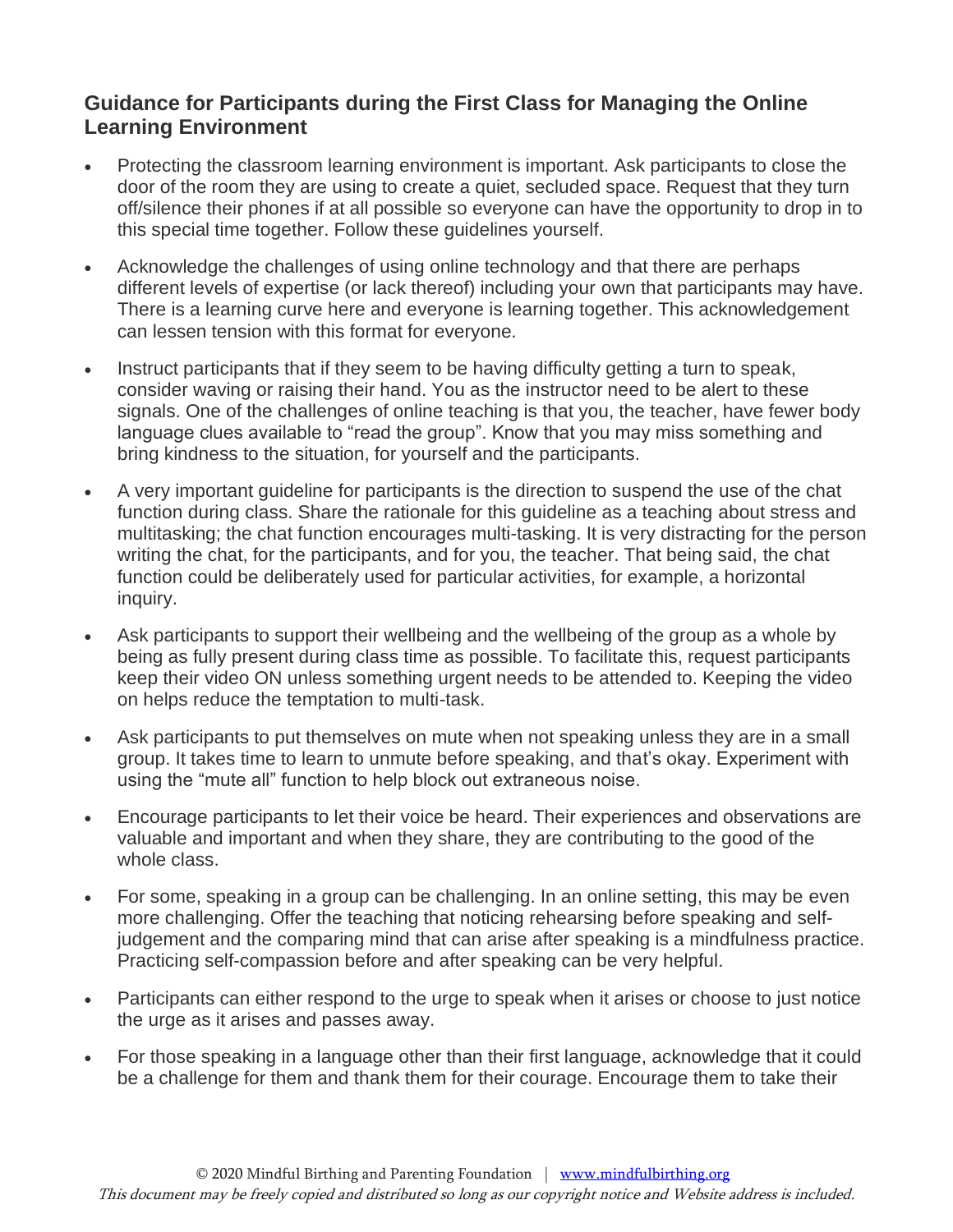### Guidance for Participants during the First Class for Managing the Online Learning Environment

- Protecting the classroom learning environment is important. Ask participants to close the door of the room they are using to create a quiet, secluded space. Request that they turn off/silence their phones if at all possible so everyone can have the opportunity to drop in to this special time together. Follow these guidelines yourself.
- Acknowledge the challenges of using online technology and that there are perhaps different levels of expertise (or lack thereof) including your own that participants may have. There is a learning curve here and everyone is learning together. This acknowledgement can lessen tension with this format for everyone.
- Instruct participants that if they seem to be having difficulty getting a turn to speak, consider waving or raising their hand. You as the instructor need to be alert to these signals. One of the challenges of online teaching is that you, the teacher, have fewer body language clues available to "read the group". Know that you may miss something and bring kindness to the situation, for yourself and the participants.
- A very important guideline for participants is the direction to suspend the use of the chat function during class. Share the rationale for this guideline as a teaching about stress and multitasking; the chat function encourages multi-tasking. It is very distracting for the person writing the chat, for the participants, and for you, the teacher. That being said, the chat function could be deliberately used for particular activities, for example, a horizontal inquiry.
- Ask participants to support their wellbeing and the wellbeing of the group as a whole by being as fully present during class time as possible. To facilitate this, request participants keep their video ON unless something urgent needs to be attended to. Keeping the video on helps reduce the temptation to multi-task.
- Ask participants to put themselves on mute when not speaking unless they are in a small group. It takes time to learn to unmute before speaking, and that's okay. Experiment with using the "mute all" function to help block out extraneous noise.
- Encourage participants to let their voice be heard. Their experiences and observations are valuable and important and when they share, they are contributing to the good of the whole class.
- For some, speaking in a group can be challenging. In an online setting, this may be even more challenging. Offer the teaching that noticing rehearsing before speaking and self-judgement and the comparing mind that can arise after speaking is a mindfulness practice. Practicing self-compassion before and after speaking can be very helpful.
- Participants can either respond to the urge to speak when it arises or choose to just notice the urge as it arises and passes away.
- For those speaking in a language other than their first language, acknowledge that it could be a challenge for them and thank them for their courage. Encourage them to take their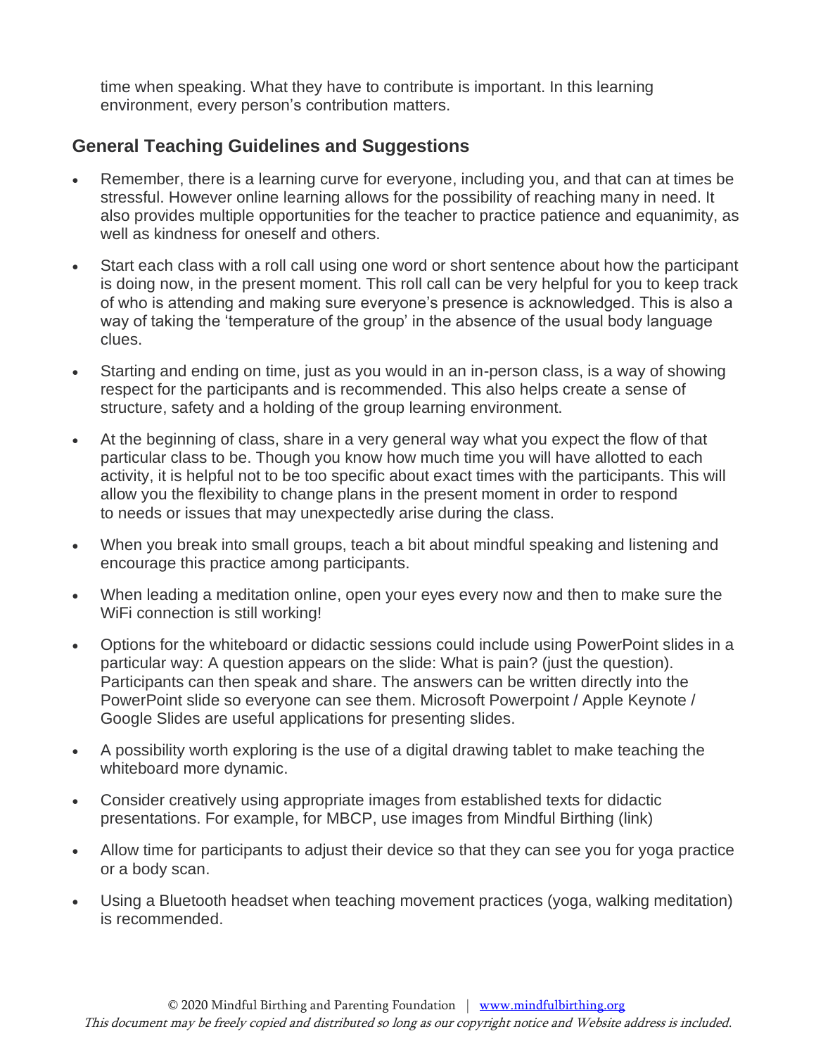time when speaking. What they have to contribute is important. In this learning environment, every person's contribution matters.

## General Teaching Guidelines and Suggestions

- Remember, there is a learning curve for everyone, including you, and that can at times be stressful. However online learning allows for the possibility of reaching many in need. It also provides multiple opportunities for the teacher to practice patience and equanimity, as well as kindness for oneself and others.
- Start each class with a roll call using one word or short sentence about how the participant is doing now, in the present moment. This roll call can be very helpful for you to keep track of who is attending and making sure everyone's presence is acknowledged. This is also a way of taking the 'temperature of the group' in the absence of the usual body language clues.
- Starting and ending on time, just as you would in an in-person class, is a way of showing respect for the participants and is recommended. This also helps create a sense of structure, safety and a holding of the group learning environment.
- At the beginning of class, share in a very general way what you expect the flow of that particular class to be. Though you know how much time you will have allotted to each activity, it is helpful not to be too specific about exact times with the participants. This will allow you the flexibility to change plans in the present moment in order to respond to needs or issues that may unexpectedly arise during the class.
- When you break into small groups, teach a bit about mindful speaking and listening and encourage this practice among participants.
- When leading a meditation online, open your eyes every now and then to make sure the WiFi connection is still working!
- Options for the whiteboard or didactic sessions could include using PowerPoint slides in a particular way: A question appears on the slide: What is pain? (just the question). Participants can then speak and share. The answers can be written directly into the PowerPoint slide so everyone can see them. Microsoft Powerpoint / Apple Keynote / Google Slides are useful applications for presenting slides.
- A possibility worth exploring is the use of a digital drawing tablet to make teaching the whiteboard more dynamic.
- Consider creatively using appropriate images from established texts for didactic presentations. For example, for MBCP, use images from Mindful Birthing (link)
- Allow time for participants to adjust their device so that they can see you for yoga practice or a body scan.
- Using a Bluetooth headset when teaching movement practices (yoga, walking meditation) is recommended.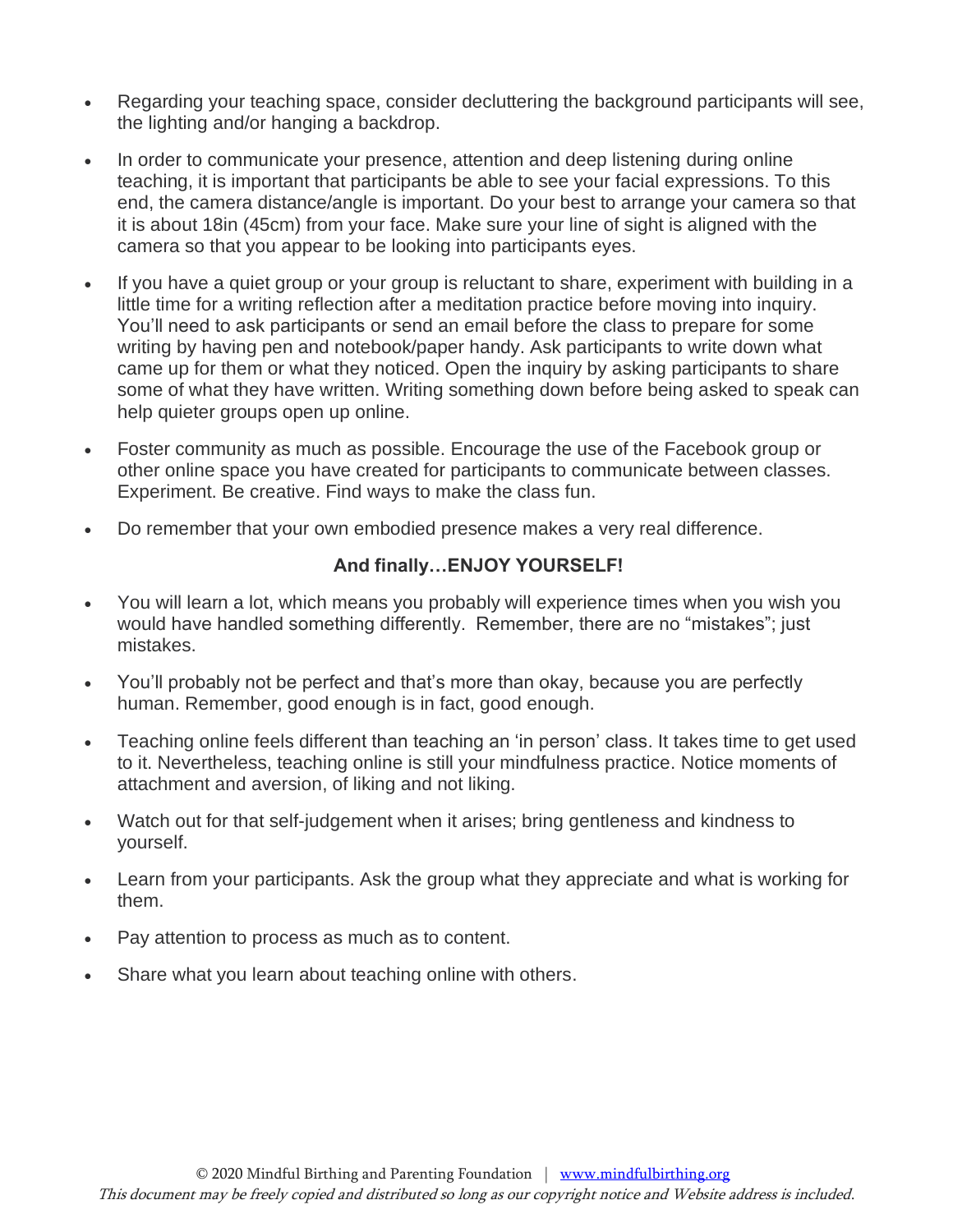- Regarding your teaching space, consider decluttering the background participants will see, the lighting and/or hanging a backdrop.
- In order to communicate your presence, attention and deep listening during online teaching, it is important that participants be able to see your facial expressions. To this end, the camera distance/angle is important. Do your best to arrange your camera so that it is about 18in (45cm) from your face. Make sure your line of sight is aligned with the camera so that you appear to be looking into participants eyes.
- If you have a quiet group or your group is reluctant to share, experiment with building in a little time for a writing reflection after a meditation practice before moving into inquiry. You'll need to ask participants or send an email before the class to prepare for some writing by having pen and notebook/paper handy. Ask participants to write down what came up for them or what they noticed. Open the inquiry by asking participants to share some of what they have written. Writing something down before being asked to speak can help quieter groups open up online.
- Foster community as much as possible. Encourage the use of the Facebook group or other online space you have created for participants to communicate between classes. Experiment. Be creative. Find ways to make the class fun.
- Do remember that your own embodied presence makes a very real difference.

**And finally…ENJOY YOURSELF!**

- You will learn a lot, which means you probably will experience times when you wish you would have handled something differently. Remember, there are no "mistakes"; just mistakes.
- You'll probably not be perfect and that's more than okay, because you are perfectly human. Remember, good enough is in fact, good enough.
- Teaching online feels different than teaching an 'in person' class. It takes time to get used to it. Nevertheless, teaching online is still your mindfulness practice. Notice moments of attachment and aversion, of liking and not liking.
- Watch out for that self-judgement when it arises; bring gentleness and kindness to yourself.
- Learn from your participants. Ask the group what they appreciate and what is working for them.
- Pay attention to process as much as to content.
- Share what you learn about teaching online with others.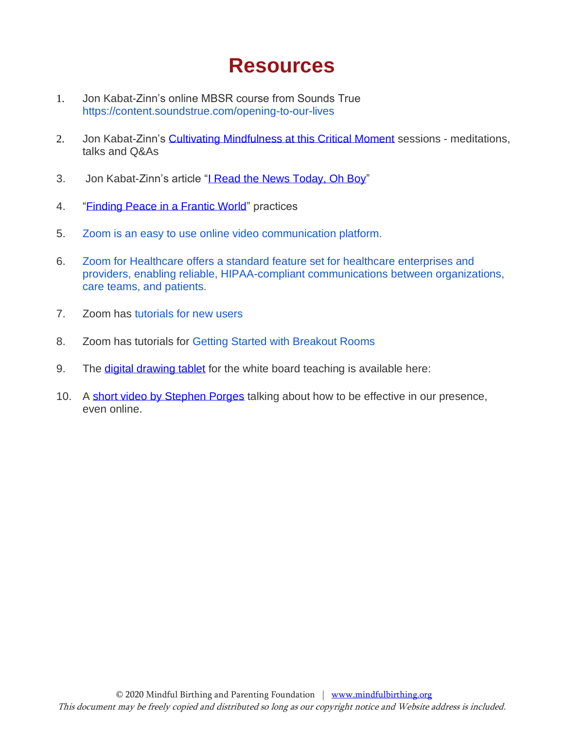# Resources

1. Jon Kabat-Zinn's online MBSR course from Sounds True https://content.soundstrue.com/opening-to-our-lives

2. Jon Kabat-Zinn's Cultivating Mindfulness at this Critical Moment sessions - meditations, talks and Q&As

3. Jon Kabat-Zinn's article "I Read the News Today, Oh Boy"

4. "Finding Peace in a Frantic World" practices

5. Zoom is an easy to use online video communication platform.

6. Zoom for Healthcare offers a standard feature set for healthcare enterprises and providers, enabling reliable, HIPAA-compliant communications between organizations, care teams, and patients.

7. Zoom has tutorials for new users

8. Zoom has tutorials for Getting Started with Breakout Rooms

9. The digital drawing tablet for the white board teaching is available here:

10. A short video by Stephen Porges talking about how to be effective in our presence, even online.

© 2020 Mindful Birthing and Parenting Foundation | www.mindfulbirthing.org

*This document may be freely copied and distributed so long as our copyright notice and Website address is included.*